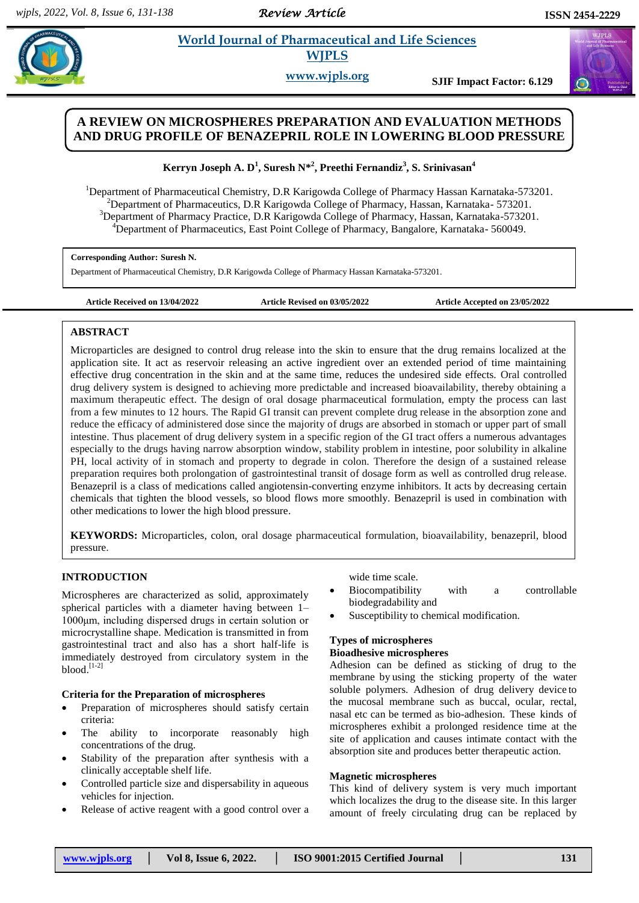# A REVIEW ON MICROSPHERES PREPARATION AND EVALUATION METHODS AND DRUG PROFILE OF BENAZEPRIL ROLE IN LOWERING BLOOD PRESSURE

**Kerryn Joseph A. D[1], Suresh N*[2], Preethi Fernandiz[3], S. Srinivasan[4]**

[1]Department of Pharmaceutical Chemistry, D.R Karigowda College of Pharmacy Hassan Karnataka-573201.
[2]Department of Pharmaceutics, D.R Karigowda College of Pharmacy, Hassan, Karnataka- 573201.
[3]Department of Pharmacy Practice, D.R Karigowda College of Pharmacy, Hassan, Karnataka-573201.
[4]Department of Pharmaceutics, East Point College of Pharmacy, Bangalore, Karnataka- 560049.

**Corresponding Author: Suresh N.**
Department of Pharmaceutical Chemistry, D.R Karigowda College of Pharmacy Hassan Karnataka-573201.

**Article Received on 13/04/2022** | **Article Revised on 03/05/2022** | **Article Accepted on 23/05/2022**

## ABSTRACT

Microparticles are designed to control drug release into the skin to ensure that the drug remains localized at the application site. It act as reservoir releasing an active ingredient over an extended period of time maintaining effective drug concentration in the skin and at the same time, reduces the undesired side effects. Oral controlled drug delivery system is designed to achieving more predictable and increased bioavailability, thereby obtaining a maximum therapeutic effect. The design of oral dosage pharmaceutical formulation, empty the process can last from a few minutes to 12 hours. The Rapid GI transit can prevent complete drug release in the absorption zone and reduce the efficacy of administered dose since the majority of drugs are absorbed in stomach or upper part of small intestine. Thus placement of drug delivery system in a specific region of the GI tract offers a numerous advantages especially to the drugs having narrow absorption window, stability problem in intestine, poor solubility in alkaline PH, local activity of in stomach and property to degrade in colon. Therefore the design of a sustained release preparation requires both prolongation of gastrointestinal transit of dosage form as well as controlled drug release. Benazepril is a class of medications called angiotensin-converting enzyme inhibitors. It acts by decreasing certain chemicals that tighten the blood vessels, so blood flows more smoothly. Benazepril is used in combination with other medications to lower the high blood pressure.

**KEYWORDS:** Microparticles, colon, oral dosage pharmaceutical formulation, bioavailability, benazepril, blood pressure.

## INTRODUCTION

Microspheres are characterized as solid, approximately spherical particles with a diameter having between 1–1000μm, including dispersed drugs in certain solution or microcrystalline shape. Medication is transmitted in from gastrointestinal tract and also has a short half-life is immediately destroyed from circulatory system in the blood.[1-2]

### Criteria for the Preparation of microspheres

- Preparation of microspheres should satisfy certain criteria:
- The ability to incorporate reasonably high concentrations of the drug.
- Stability of the preparation after synthesis with a clinically acceptable shelf life.
- Controlled particle size and dispersability in aqueous vehicles for injection.
- Release of active reagent with a good control over a wide time scale.
- Biocompatibility with a controllable biodegradability and
- Susceptibility to chemical modification.

### Types of microspheres

#### Bioadhesive microspheres

Adhesion can be defined as sticking of drug to the membrane by using the sticking property of the water soluble polymers. Adhesion of drug delivery device to the mucosal membrane such as buccal, ocular, rectal, nasal etc can be termed as bio-adhesion. These kinds of microspheres exhibit a prolonged residence time at the site of application and causes intimate contact with the absorption site and produces better therapeutic action.

#### Magnetic microspheres

This kind of delivery system is very much important which localizes the drug to the disease site. In this larger amount of freely circulating drug can be replaced by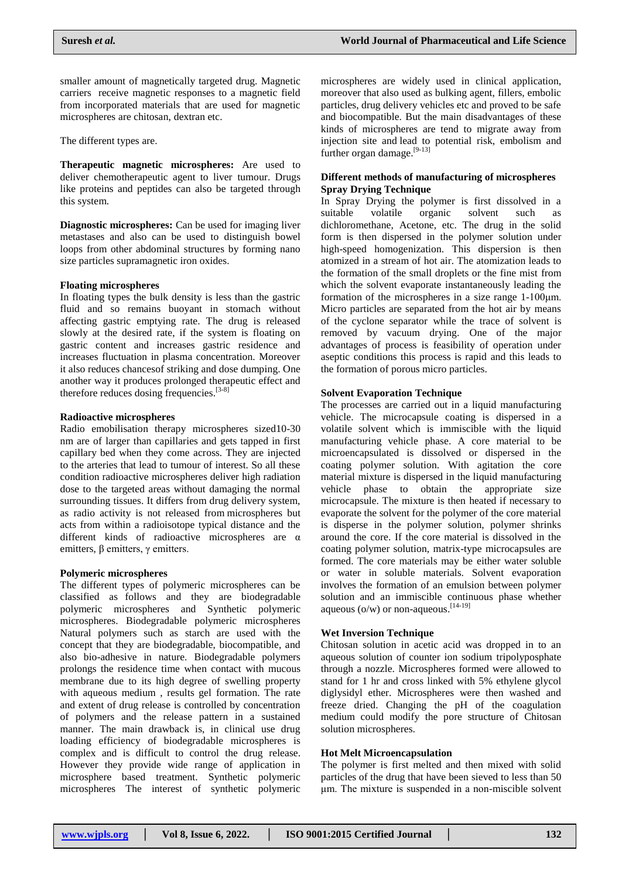smaller amount of magnetically targeted drug. Magnetic carriers receive magnetic responses to a magnetic field from incorporated materials that are used for magnetic microspheres are chitosan, dextran etc.

The different types are.

**Therapeutic magnetic microspheres:** Are used to deliver chemotherapeutic agent to liver tumour. Drugs like proteins and peptides can also be targeted through this system.

**Diagnostic microspheres:** Can be used for imaging liver metastases and also can be used to distinguish bowel loops from other abdominal structures by forming nano size particles supramagnetic iron oxides.

**Floating microspheres**

In floating types the bulk density is less than the gastric fluid and so remains buoyant in stomach without affecting gastric emptying rate. The drug is released slowly at the desired rate, if the system is floating on gastric content and increases gastric residence and increases fluctuation in plasma concentration. Moreover it also reduces chancesof striking and dose dumping. One another way it produces prolonged therapeutic effect and therefore reduces dosing frequencies.[3-8]

**Radioactive microspheres**

Radio emobilisation therapy microspheres sized10-30 nm are of larger than capillaries and gets tapped in first capillary bed when they come across. They are injected to the arteries that lead to tumour of interest. So all these condition radioactive microspheres deliver high radiation dose to the targeted areas without damaging the normal surrounding tissues. It differs from drug delivery system, as radio activity is not released from microspheres but acts from within a radioisotope typical distance and the different kinds of radioactive microspheres are α emitters, β emitters, γ emitters.

**Polymeric microspheres**

The different types of polymeric microspheres can be classified as follows and they are biodegradable polymeric microspheres and Synthetic polymeric microspheres. Biodegradable polymeric microspheres Natural polymers such as starch are used with the concept that they are biodegradable, biocompatible, and also bio-adhesive in nature. Biodegradable polymers prolongs the residence time when contact with mucous membrane due to its high degree of swelling property with aqueous medium , results gel formation. The rate and extent of drug release is controlled by concentration of polymers and the release pattern in a sustained manner. The main drawback is, in clinical use drug loading efficiency of biodegradable microspheres is complex and is difficult to control the drug release. However they provide wide range of application in microsphere based treatment. Synthetic polymeric microspheres The interest of synthetic polymeric microspheres are widely used in clinical application, moreover that also used as bulking agent, fillers, embolic particles, drug delivery vehicles etc and proved to be safe and biocompatible. But the main disadvantages of these kinds of microspheres are tend to migrate away from injection site and lead to potential risk, embolism and further organ damage.[9-13]

**Different methods of manufacturing of microspheres**

**Spray Drying Technique**

In Spray Drying the polymer is first dissolved in a suitable volatile organic solvent such as dichloromethane, Acetone, etc. The drug in the solid form is then dispersed in the polymer solution under high-speed homogenization. This dispersion is then atomized in a stream of hot air. The atomization leads to the formation of the small droplets or the fine mist from which the solvent evaporate instantaneously leading the formation of the microspheres in a size range 1-100μm. Micro particles are separated from the hot air by means of the cyclone separator while the trace of solvent is removed by vacuum drying. One of the major advantages of process is feasibility of operation under aseptic conditions this process is rapid and this leads to the formation of porous micro particles.

**Solvent Evaporation Technique**

The processes are carried out in a liquid manufacturing vehicle. The microcapsule coating is dispersed in a volatile solvent which is immiscible with the liquid manufacturing vehicle phase. A core material to be microencapsulated is dissolved or dispersed in the coating polymer solution. With agitation the core material mixture is dispersed in the liquid manufacturing vehicle phase to obtain the appropriate size microcapsule. The mixture is then heated if necessary to evaporate the solvent for the polymer of the core material is disperse in the polymer solution, polymer shrinks around the core. If the core material is dissolved in the coating polymer solution, matrix-type microcapsules are formed. The core materials may be either water soluble or water in soluble materials. Solvent evaporation involves the formation of an emulsion between polymer solution and an immiscible continuous phase whether aqueous (o/w) or non-aqueous.[14-19]

**Wet Inversion Technique**

Chitosan solution in acetic acid was dropped in to an aqueous solution of counter ion sodium tripolyposphate through a nozzle. Microspheres formed were allowed to stand for 1 hr and cross linked with 5% ethylene glycol diglysidyl ether. Microspheres were then washed and freeze dried. Changing the pH of the coagulation medium could modify the pore structure of Chitosan solution microspheres.

**Hot Melt Microencapsulation**

The polymer is first melted and then mixed with solid particles of the drug that have been sieved to less than 50 μm. The mixture is suspended in a non-miscible solvent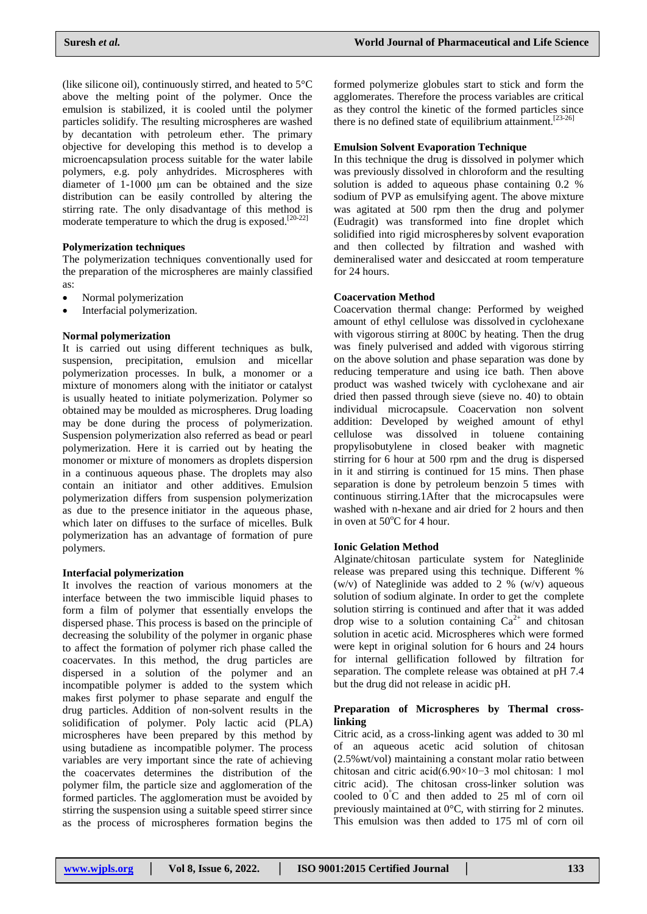(like silicone oil), continuously stirred, and heated to 5°C above the melting point of the polymer. Once the emulsion is stabilized, it is cooled until the polymer particles solidify. The resulting microspheres are washed by decantation with petroleum ether. The primary objective for developing this method is to develop a microencapsulation process suitable for the water labile polymers, e.g. poly anhydrides. Microspheres with diameter of 1-1000 µm can be obtained and the size distribution can be easily controlled by altering the stirring rate. The only disadvantage of this method is moderate temperature to which the drug is exposed.[20-22]

### Polymerization techniques

The polymerization techniques conventionally used for the preparation of the microspheres are mainly classified as:

- Normal polymerization
- Interfacial polymerization.

### Normal polymerization

It is carried out using different techniques as bulk, suspension, precipitation, emulsion and micellar polymerization processes. In bulk, a monomer or a mixture of monomers along with the initiator or catalyst is usually heated to initiate polymerization. Polymer so obtained may be moulded as microspheres. Drug loading may be done during the process of polymerization. Suspension polymerization also referred as bead or pearl polymerization. Here it is carried out by heating the monomer or mixture of monomers as droplets dispersion in a continuous aqueous phase. The droplets may also contain an initiator and other additives. Emulsion polymerization differs from suspension polymerization as due to the presence initiator in the aqueous phase, which later on diffuses to the surface of micelles. Bulk polymerization has an advantage of formation of pure polymers.

### Interfacial polymerization

It involves the reaction of various monomers at the interface between the two immiscible liquid phases to form a film of polymer that essentially envelops the dispersed phase. This process is based on the principle of decreasing the solubility of the polymer in organic phase to affect the formation of polymer rich phase called the coacervates. In this method, the drug particles are dispersed in a solution of the polymer and an incompatible polymer is added to the system which makes first polymer to phase separate and engulf the drug particles. Addition of non-solvent results in the solidification of polymer. Poly lactic acid (PLA) microspheres have been prepared by this method by using butadiene as incompatible polymer. The process variables are very important since the rate of achieving the coacervates determines the distribution of the polymer film, the particle size and agglomeration of the formed particles. The agglomeration must be avoided by stirring the suspension using a suitable speed stirrer since as the process of microspheres formation begins the formed polymerize globules start to stick and form the agglomerates. Therefore the process variables are critical as they control the kinetic of the formed particles since there is no defined state of equilibrium attainment.[23-26]

### Emulsion Solvent Evaporation Technique

In this technique the drug is dissolved in polymer which was previously dissolved in chloroform and the resulting solution is added to aqueous phase containing 0.2 % sodium of PVP as emulsifying agent. The above mixture was agitated at 500 rpm then the drug and polymer (Eudragit) was transformed into fine droplet which solidified into rigid microspheres by solvent evaporation and then collected by filtration and washed with demineralised water and desiccated at room temperature for 24 hours.

### Coacervation Method

Coacervation thermal change: Performed by weighed amount of ethyl cellulose was dissolved in cyclohexane with vigorous stirring at 800C by heating. Then the drug was finely pulverised and added with vigorous stirring on the above solution and phase separation was done by reducing temperature and using ice bath. Then above product was washed twicely with cyclohexane and air dried then passed through sieve (sieve no. 40) to obtain individual microcapsule. Coacervation non solvent addition: Developed by weighed amount of ethyl cellulose was dissolved in toluene containing propylisobutylene in closed beaker with magnetic stirring for 6 hour at 500 rpm and the drug is dispersed in it and stirring is continued for 15 mins. Then phase separation is done by petroleum benzoin 5 times with continuous stirring.1After that the microcapsules were washed with n-hexane and air dried for 2 hours and then in oven at 50°C for 4 hour.

### Ionic Gelation Method

Alginate/chitosan particulate system for Nateglinide release was prepared using this technique. Different % (w/v) of Nateglinide was added to 2 % (w/v) aqueous solution of sodium alginate. In order to get the complete solution stirring is continued and after that it was added drop wise to a solution containing $Ca^{2+}$ and chitosan solution in acetic acid. Microspheres which were formed were kept in original solution for 6 hours and 24 hours for internal gellification followed by filtration for separation. The complete release was obtained at pH 7.4 but the drug did not release in acidic pH.

### Preparation of Microspheres by Thermal cross-linking

Citric acid, as a cross-linking agent was added to 30 ml of an aqueous acetic acid solution of chitosan (2.5%wt/vol) maintaining a constant molar ratio between chitosan and citric acid($6.90\times10^{-3}$ mol chitosan: 1 mol citric acid). The chitosan cross-linker solution was cooled to 0°C and then added to 25 ml of corn oil previously maintained at 0°C, with stirring for 2 minutes. This emulsion was then added to 175 ml of corn oil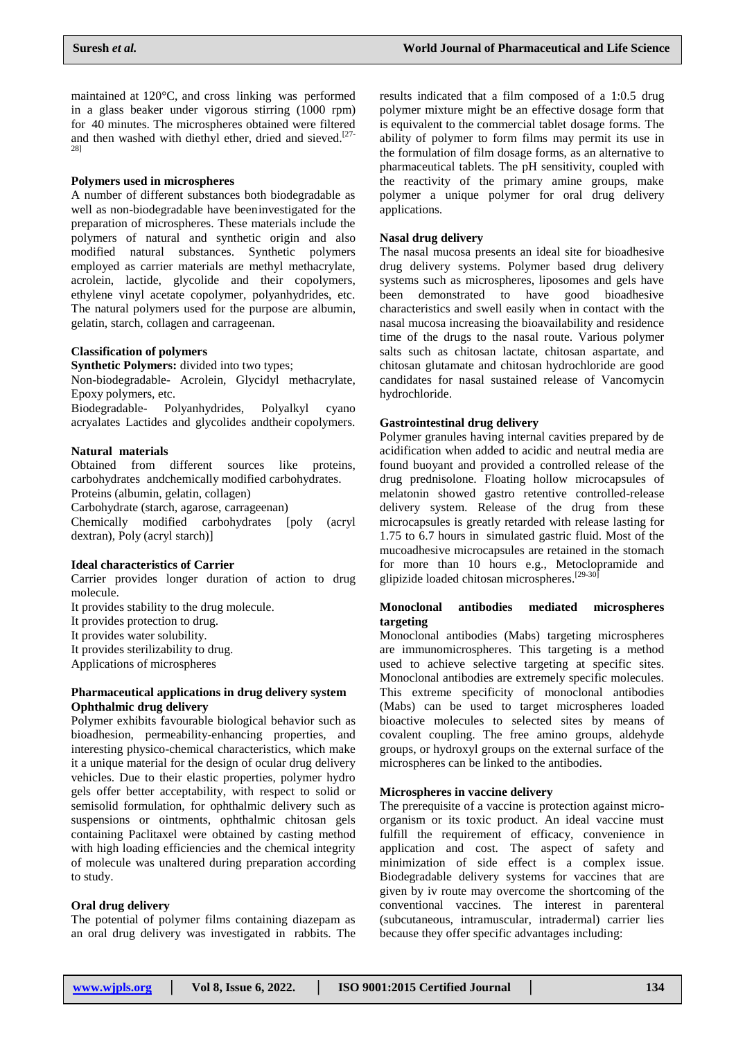maintained at 120°C, and cross linking was performed in a glass beaker under vigorous stirring (1000 rpm) for 40 minutes. The microspheres obtained were filtered and then washed with diethyl ether, dried and sieved.[27-28]

### Polymers used in microspheres

A number of different substances both biodegradable as well as non-biodegradable have beeninvestigated for the preparation of microspheres. These materials include the polymers of natural and synthetic origin and also modified natural substances. Synthetic polymers employed as carrier materials are methyl methacrylate, acrolein, lactide, glycolide and their copolymers, ethylene vinyl acetate copolymer, polyanhydrides, etc. The natural polymers used for the purpose are albumin, gelatin, starch, collagen and carrageenan.

### Classification of polymers

**Synthetic Polymers:** divided into two types;

Non-biodegradable- Acrolein, Glycidyl methacrylate, Epoxy polymers, etc.

Biodegradable- Polyanhydrides, Polyalkyl cyano acryalates Lactides and glycolides andtheir copolymers.

### Natural materials

Obtained from different sources like proteins, carbohydrates andchemically modified carbohydrates.

Proteins (albumin, gelatin, collagen)

Carbohydrate (starch, agarose, carrageenan)

Chemically modified carbohydrates [poly (acryl dextran), Poly (acryl starch)]

### Ideal characteristics of Carrier

Carrier provides longer duration of action to drug molecule.

It provides stability to the drug molecule.

It provides protection to drug.

It provides water solubility.

It provides sterilizability to drug.

Applications of microspheres

### Pharmaceutical applications in drug delivery system

### Ophthalmic drug delivery

Polymer exhibits favourable biological behavior such as bioadhesion, permeability-enhancing properties, and interesting physico-chemical characteristics, which make it a unique material for the design of ocular drug delivery vehicles. Due to their elastic properties, polymer hydro gels offer better acceptability, with respect to solid or semisolid formulation, for ophthalmic delivery such as suspensions or ointments, ophthalmic chitosan gels containing Paclitaxel were obtained by casting method with high loading efficiencies and the chemical integrity of molecule was unaltered during preparation according to study.

### Oral drug delivery

The potential of polymer films containing diazepam as an oral drug delivery was investigated in rabbits. The results indicated that a film composed of a 1:0.5 drug polymer mixture might be an effective dosage form that is equivalent to the commercial tablet dosage forms. The ability of polymer to form films may permit its use in the formulation of film dosage forms, as an alternative to pharmaceutical tablets. The pH sensitivity, coupled with the reactivity of the primary amine groups, make polymer a unique polymer for oral drug delivery applications.

### Nasal drug delivery

The nasal mucosa presents an ideal site for bioadhesive drug delivery systems. Polymer based drug delivery systems such as microspheres, liposomes and gels have been demonstrated to have good bioadhesive characteristics and swell easily when in contact with the nasal mucosa increasing the bioavailability and residence time of the drugs to the nasal route. Various polymer salts such as chitosan lactate, chitosan aspartate, and chitosan glutamate and chitosan hydrochloride are good candidates for nasal sustained release of Vancomycin hydrochloride.

### Gastrointestinal drug delivery

Polymer granules having internal cavities prepared by de acidification when added to acidic and neutral media are found buoyant and provided a controlled release of the drug prednisolone. Floating hollow microcapsules of melatonin showed gastro retentive controlled-release delivery system. Release of the drug from these microcapsules is greatly retarded with release lasting for 1.75 to 6.7 hours in simulated gastric fluid. Most of the mucoadhesive microcapsules are retained in the stomach for more than 10 hours e.g., Metoclopramide and glipizide loaded chitosan microspheres.[29-30]

### Monoclonal antibodies mediated microspheres targeting

Monoclonal antibodies (Mabs) targeting microspheres are immunomicrospheres. This targeting is a method used to achieve selective targeting at specific sites. Monoclonal antibodies are extremely specific molecules. This extreme specificity of monoclonal antibodies (Mabs) can be used to target microspheres loaded bioactive molecules to selected sites by means of covalent coupling. The free amino groups, aldehyde groups, or hydroxyl groups on the external surface of the microspheres can be linked to the antibodies.

### Microspheres in vaccine delivery

The prerequisite of a vaccine is protection against micro-organism or its toxic product. An ideal vaccine must fulfill the requirement of efficacy, convenience in application and cost. The aspect of safety and minimization of side effect is a complex issue. Biodegradable delivery systems for vaccines that are given by iv route may overcome the shortcoming of the conventional vaccines. The interest in parenteral (subcutaneous, intramuscular, intradermal) carrier lies because they offer specific advantages including: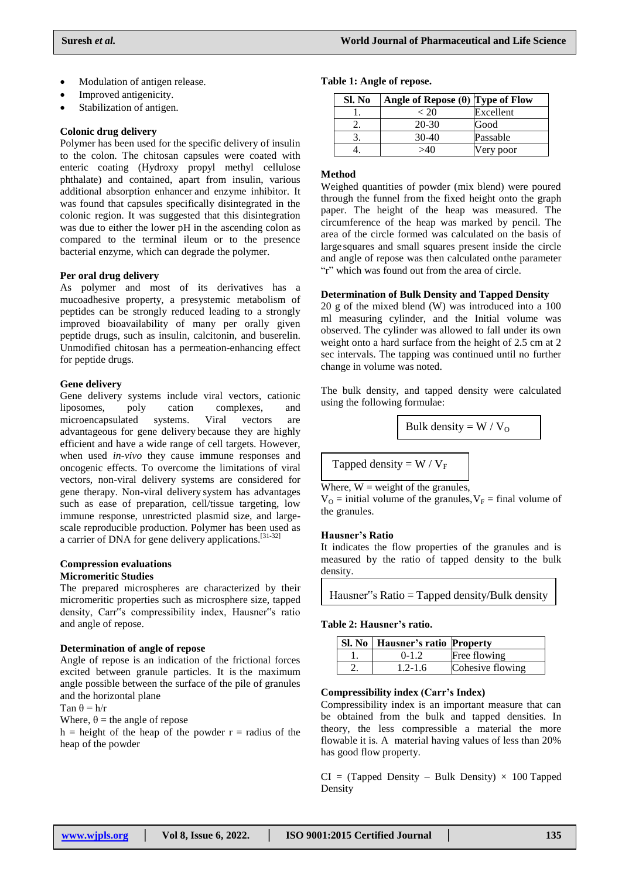- Modulation of antigen release.
- Improved antigenicity.
- Stabilization of antigen.

### Colonic drug delivery

Polymer has been used for the specific delivery of insulin to the colon. The chitosan capsules were coated with enteric coating (Hydroxy propyl methyl cellulose phthalate) and contained, apart from insulin, various additional absorption enhancer and enzyme inhibitor. It was found that capsules specifically disintegrated in the colonic region. It was suggested that this disintegration was due to either the lower pH in the ascending colon as compared to the terminal ileum or to the presence bacterial enzyme, which can degrade the polymer.

### Per oral drug delivery

As polymer and most of its derivatives has a mucoadhesive property, a presystemic metabolism of peptides can be strongly reduced leading to a strongly improved bioavailability of many per orally given peptide drugs, such as insulin, calcitonin, and buserelin. Unmodified chitosan has a permeation-enhancing effect for peptide drugs.

### Gene delivery

Gene delivery systems include viral vectors, cationic liposomes, poly cation complexes, and microencapsulated systems. Viral vectors are advantageous for gene delivery because they are highly efficient and have a wide range of cell targets. However, when used *in-vivo* they cause immune responses and oncogenic effects. To overcome the limitations of viral vectors, non-viral delivery systems are considered for gene therapy. Non-viral delivery system has advantages such as ease of preparation, cell/tissue targeting, low immune response, unrestricted plasmid size, and large-scale reproducible production. Polymer has been used as a carrier of DNA for gene delivery applications.[31-32]

## Compression evaluations

### Micromeritic Studies

The prepared microspheres are characterized by their micromeritic properties such as microsphere size, tapped density, Carr"s compressibility index, Hausner"s ratio and angle of repose.

### Determination of angle of repose

Angle of repose is an indication of the frictional forces excited between granule particles. It is the maximum angle possible between the surface of the pile of granules and the horizontal plane

$\tan \theta = h/r$

Where, $\theta$ = the angle of repose

h = height of the heap of the powder r = radius of the heap of the powder

**Table 1: Angle of repose.**

| Sl. No | Angle of Repose (θ) | Type of Flow |
|---|---|---|
| 1. | < 20 | Excellent |
| 2. | 20-30 | Good |
| 3. | 30-40 | Passable |
| 4. | >40 | Very poor |

### Method

Weighed quantities of powder (mix blend) were poured through the funnel from the fixed height onto the graph paper. The height of the heap was measured. The circumference of the heap was marked by pencil. The area of the circle formed was calculated on the basis of large squares and small squares present inside the circle and angle of repose was then calculated on the parameter "r" which was found out from the area of circle.

### Determination of Bulk Density and Tapped Density

20 g of the mixed blend (W) was introduced into a 100 ml measuring cylinder, and the Initial volume was observed. The cylinder was allowed to fall under its own weight onto a hard surface from the height of 2.5 cm at 2 sec intervals. The tapping was continued until no further change in volume was noted.

The bulk density, and tapped density were calculated using the following formulae:

$$\text{Bulk density} = W / V_O$$

$$\text{Tapped density} = W / V_F$$

Where, W = weight of the granules,

$V_O$ = initial volume of the granules, $V_F$ = final volume of the granules.

### Hausner's Ratio

It indicates the flow properties of the granules and is measured by the ratio of tapped density to the bulk density.

$$\text{Hausner"s Ratio} = \text{Tapped density}/\text{Bulk density}$$

**Table 2: Hausner's ratio.**

| Sl. No | Hausner's ratio | Property |
|---|---|---|
| 1. | 0-1.2 | Free flowing |
| 2. | 1.2-1.6 | Cohesive flowing |

### Compressibility index (Carr's Index)

Compressibility index is an important measure that can be obtained from the bulk and tapped densities. In theory, the less compressible a material the more flowable it is. A material having values of less than 20% has good flow property.

CI = (Tapped Density – Bulk Density) × 100 Tapped Density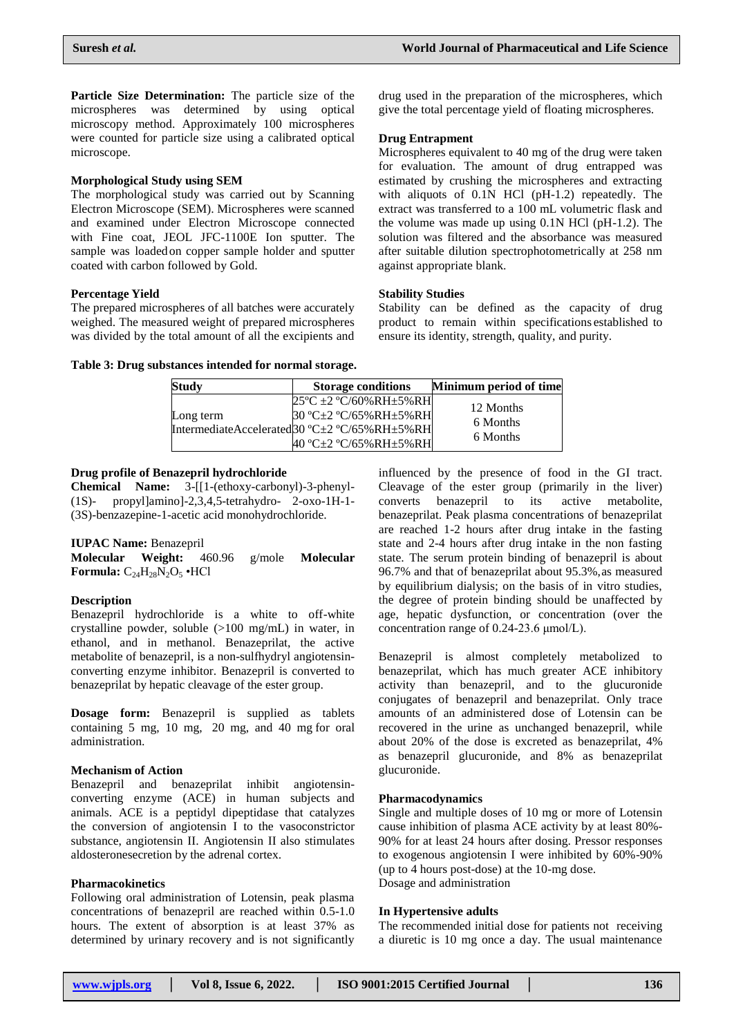**Particle Size Determination:** The particle size of the microspheres was determined by using optical microscopy method. Approximately 100 microspheres were counted for particle size using a calibrated optical microscope.

### Morphological Study using SEM

The morphological study was carried out by Scanning Electron Microscope (SEM). Microspheres were scanned and examined under Electron Microscope connected with Fine coat, JEOL JFC-1100E Ion sputter. The sample was loaded on copper sample holder and sputter coated with carbon followed by Gold.

### Percentage Yield

The prepared microspheres of all batches were accurately weighed. The measured weight of prepared microspheres was divided by the total amount of all the excipients and drug used in the preparation of the microspheres, which give the total percentage yield of floating microspheres.

### Drug Entrapment

Microspheres equivalent to 40 mg of the drug were taken for evaluation. The amount of drug entrapped was estimated by crushing the microspheres and extracting with aliquots of 0.1N HCl (pH-1.2) repeatedly. The extract was transferred to a 100 mL volumetric flask and the volume was made up using 0.1N HCl (pH-1.2). The solution was filtered and the absorbance was measured after suitable dilution spectrophotometrically at 258 nm against appropriate blank.

### Stability Studies

Stability can be defined as the capacity of drug product to remain within specifications established to ensure its identity, strength, quality, and purity.

**Table 3: Drug substances intended for normal storage.**

| Study | Storage conditions | Minimum period of time |
|---|---|---|
| Long term | 25ºC ±2 ºC/60%RH±5%RH<br>30 ºC±2 ºC/65%RH±5%RH | 12 Months |
| Intermediate | 30 ºC±2 ºC/65%RH±5%RH | 6 Months |
| Accelerated | 40 ºC±2 ºC/65%RH±5%RH | 6 Months |

### Drug profile of Benazepril hydrochloride

**Chemical Name:** 3-[[1-(ethoxy-carbonyl)-3-phenyl-(1S)- propyl]amino]-2,3,4,5-tetrahydro- 2-oxo-1H-1-(3S)-benzazepine-1-acetic acid monohydrochloride.

**IUPAC Name:** Benazepril

**Molecular Weight:** 460.96 g/mole **Molecular Formula:** $C_{24}H_{28}N_2O_5$ •HCl

### Description

Benazepril hydrochloride is a white to off-white crystalline powder, soluble (>100 mg/mL) in water, in ethanol, and in methanol. Benazeprilat, the active metabolite of benazepril, is a non-sulfhydryl angiotensin-converting enzyme inhibitor. Benazepril is converted to benazeprilat by hepatic cleavage of the ester group.

**Dosage form:** Benazepril is supplied as tablets containing 5 mg, 10 mg, 20 mg, and 40 mg for oral administration.

### Mechanism of Action

Benazepril and benazeprilat inhibit angiotensin-converting enzyme (ACE) in human subjects and animals. ACE is a peptidyl dipeptidase that catalyzes the conversion of angiotensin I to the vasoconstrictor substance, angiotensin II. Angiotensin II also stimulates aldosteronesecretion by the adrenal cortex.

### Pharmacokinetics

Following oral administration of Lotensin, peak plasma concentrations of benazepril are reached within 0.5-1.0 hours. The extent of absorption is at least 37% as determined by urinary recovery and is not significantly influenced by the presence of food in the GI tract. Cleavage of the ester group (primarily in the liver) converts benazepril to its active metabolite, benazeprilat. Peak plasma concentrations of benazeprilat are reached 1-2 hours after drug intake in the fasting state and 2-4 hours after drug intake in the non fasting state. The serum protein binding of benazepril is about 96.7% and that of benazeprilat about 95.3%, as measured by equilibrium dialysis; on the basis of in vitro studies, the degree of protein binding should be unaffected by age, hepatic dysfunction, or concentration (over the concentration range of 0.24-23.6 μmol/L).

Benazepril is almost completely metabolized to benazeprilat, which has much greater ACE inhibitory activity than benazepril, and to the glucuronide conjugates of benazepril and benazeprilat. Only trace amounts of an administered dose of Lotensin can be recovered in the urine as unchanged benazepril, while about 20% of the dose is excreted as benazeprilat, 4% as benazepril glucuronide, and 8% as benazeprilat glucuronide.

### Pharmacodynamics

Single and multiple doses of 10 mg or more of Lotensin cause inhibition of plasma ACE activity by at least 80%-90% for at least 24 hours after dosing. Pressor responses to exogenous angiotensin I were inhibited by 60%-90% (up to 4 hours post-dose) at the 10-mg dose.

Dosage and administration

### In Hypertensive adults

The recommended initial dose for patients not receiving a diuretic is 10 mg once a day. The usual maintenance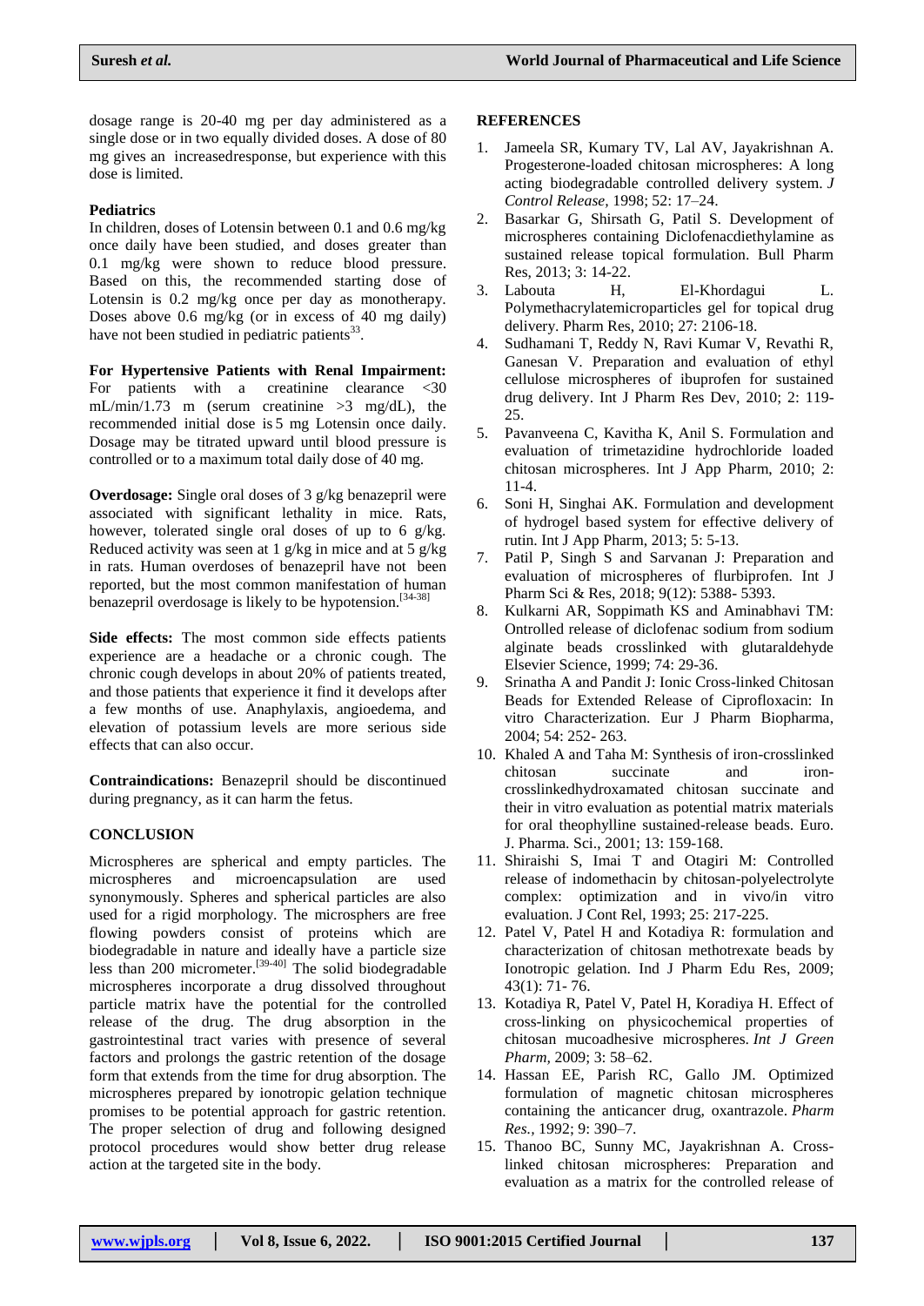dosage range is 20-40 mg per day administered as a single dose or in two equally divided doses. A dose of 80 mg gives an increasedresponse, but experience with this dose is limited.

**Pediatrics**

In children, doses of Lotensin between 0.1 and 0.6 mg/kg once daily have been studied, and doses greater than 0.1 mg/kg were shown to reduce blood pressure. Based on this, the recommended starting dose of Lotensin is 0.2 mg/kg once per day as monotherapy. Doses above 0.6 mg/kg (or in excess of 40 mg daily) have not been studied in pediatric patients[33].

**For Hypertensive Patients with Renal Impairment:** For patients with a creatinine clearance <30 mL/min/1.73 m (serum creatinine >3 mg/dL), the recommended initial dose is 5 mg Lotensin once daily. Dosage may be titrated upward until blood pressure is controlled or to a maximum total daily dose of 40 mg.

**Overdosage:** Single oral doses of 3 g/kg benazepril were associated with significant lethality in mice. Rats, however, tolerated single oral doses of up to 6 g/kg. Reduced activity was seen at 1 g/kg in mice and at 5 g/kg in rats. Human overdoses of benazepril have not been reported, but the most common manifestation of human benazepril overdosage is likely to be hypotension.[34-38]

**Side effects:** The most common side effects patients experience are a headache or a chronic cough. The chronic cough develops in about 20% of patients treated, and those patients that experience it find it develops after a few months of use. Anaphylaxis, angioedema, and elevation of potassium levels are more serious side effects that can also occur.

**Contraindications:** Benazepril should be discontinued during pregnancy, as it can harm the fetus.

## CONCLUSION

Microspheres are spherical and empty particles. The microspheres and microencapsulation are used synonymously. Spheres and spherical particles are also used for a rigid morphology. The microsphers are free flowing powders consist of proteins which are biodegradable in nature and ideally have a particle size less than 200 micrometer.[39-40] The solid biodegradable microspheres incorporate a drug dissolved throughout particle matrix have the potential for the controlled release of the drug. The drug absorption in the gastrointestinal tract varies with presence of several factors and prolongs the gastric retention of the dosage form that extends from the time for drug absorption. The microspheres prepared by ionotropic gelation technique promises to be potential approach for gastric retention. The proper selection of drug and following designed protocol procedures would show better drug release action at the targeted site in the body.

## REFERENCES

1. Jameela SR, Kumary TV, Lal AV, Jayakrishnan A. Progesterone-loaded chitosan microspheres: A long acting biodegradable controlled delivery system. *J Control Release*, 1998; 52: 17–24.
2. Basarkar G, Shirsath G, Patil S. Development of microspheres containing Diclofenacdiethylamine as sustained release topical formulation. Bull Pharm Res, 2013; 3: 14-22.
3. Labouta H, El-Khordagui L. Polymethacrylatemicroparticles gel for topical drug delivery. Pharm Res, 2010; 27: 2106-18.
4. Sudhamani T, Reddy N, Ravi Kumar V, Revathi R, Ganesan V. Preparation and evaluation of ethyl cellulose microspheres of ibuprofen for sustained drug delivery. Int J Pharm Res Dev, 2010; 2: 119-25.
5. Pavanveena C, Kavitha K, Anil S. Formulation and evaluation of trimetazidine hydrochloride loaded chitosan microspheres. Int J App Pharm, 2010; 2: 11-4.
6. Soni H, Singhai AK. Formulation and development of hydrogel based system for effective delivery of rutin. Int J App Pharm, 2013; 5: 5-13.
7. Patil P, Singh S and Sarvanan J: Preparation and evaluation of microspheres of flurbiprofen. Int J Pharm Sci & Res, 2018; 9(12): 5388- 5393.
8. Kulkarni AR, Soppimath KS and Aminabhavi TM: Ontrolled release of diclofenac sodium from sodium alginate beads crosslinked with glutaraldehyde Elsevier Science, 1999; 74: 29-36.
9. Srinatha A and Pandit J: Ionic Cross-linked Chitosan Beads for Extended Release of Ciprofloxacin: In vitro Characterization. Eur J Pharm Biopharma, 2004; 54: 252- 263.
10. Khaled A and Taha M: Synthesis of iron-crosslinked chitosan succinate and iron-crosslinkedhydroxamated chitosan succinate and their in vitro evaluation as potential matrix materials for oral theophylline sustained-release beads. Euro. J. Pharma. Sci., 2001; 13: 159-168.
11. Shiraishi S, Imai T and Otagiri M: Controlled release of indomethacin by chitosan-polyelectrolyte complex: optimization and in vivo/in vitro evaluation. J Cont Rel, 1993; 25: 217-225.
12. Patel V, Patel H and Kotadiya R: formulation and characterization of chitosan methotrexate beads by Ionotropic gelation. Ind J Pharm Edu Res, 2009; 43(1): 71- 76.
13. Kotadiya R, Patel V, Patel H, Koradiya H. Effect of cross-linking on physicochemical properties of chitosan mucoadhesive microspheres. *Int J Green Pharm,* 2009; 3: 58–62.
14. Hassan EE, Parish RC, Gallo JM. Optimized formulation of magnetic chitosan microspheres containing the anticancer drug, oxantrazole. *Pharm Res.*, 1992; 9: 390–7.
15. Thanoo BC, Sunny MC, Jayakrishnan A. Cross-linked chitosan microspheres: Preparation and evaluation as a matrix for the controlled release of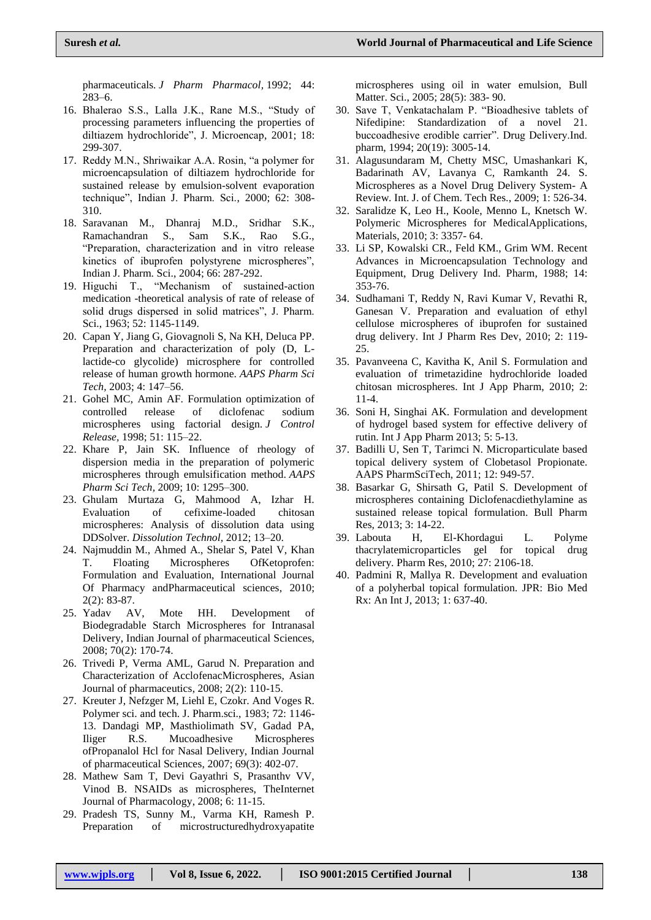pharmaceuticals. *J Pharm Pharmacol,* 1992; 44: 283–6.

16. Bhalerao S.S., Lalla J.K., Rane M.S., "Study of processing parameters influencing the properties of diltiazem hydrochloride", J. Microencap, 2001; 18: 299-307.
17. Reddy M.N., Shriwaikar A.A. Rosin, "a polymer for microencapsulation of diltiazem hydrochloride for sustained release by emulsion-solvent evaporation technique", Indian J. Pharm. Sci., 2000; 62: 308-310.
18. Saravanan M., Dhanraj M.D., Sridhar S.K., Ramachandran S., Sam S.K., Rao S.G., "Preparation, characterization and in vitro release kinetics of ibuprofen polystyrene microspheres", Indian J. Pharm. Sci., 2004; 66: 287-292.
19. Higuchi T., "Mechanism of sustained-action medication -theoretical analysis of rate of release of solid drugs dispersed in solid matrices", J. Pharm. Sci., 1963; 52: 1145-1149.
20. Capan Y, Jiang G, Giovagnoli S, Na KH, Deluca PP. Preparation and characterization of poly (D, L-lactide-co glycolide) microsphere for controlled release of human growth hormone. *AAPS Pharm Sci Tech,* 2003; 4: 147–56.
21. Gohel MC, Amin AF. Formulation optimization of controlled release of diclofenac sodium microspheres using factorial design. *J Control Release,* 1998; 51: 115–22.
22. Khare P, Jain SK. Influence of rheology of dispersion media in the preparation of polymeric microspheres through emulsification method. *AAPS Pharm Sci Tech,* 2009; 10: 1295–300.
23. Ghulam Murtaza G, Mahmood A, Izhar H. Evaluation of cefixime-loaded chitosan microspheres: Analysis of dissolution data using DDSolver. *Dissolution Technol,* 2012; 13–20.
24. Najmuddin M., Ahmed A., Shelar S, Patel V, Khan T. Floating Microspheres OfKetoprofen: Formulation and Evaluation, International Journal Of Pharmacy andPharmaceutical sciences, 2010; 2(2): 83-87.
25. Yadav AV, Mote HH. Development of Biodegradable Starch Microspheres for Intranasal Delivery, Indian Journal of pharmaceutical Sciences, 2008; 70(2): 170-74.
26. Trivedi P, Verma AML, Garud N. Preparation and Characterization of AcclofenacMicrospheres, Asian Journal of pharmaceutics, 2008; 2(2): 110-15.
27. Kreuter J, Nefzger M, Liehl E, Czokr. And Voges R. Polymer sci. and tech. J. Pharm.sci., 1983; 72: 1146-13. Dandagi MP, Masthiolimath SV, Gadad PA, Iliger R.S. Mucoadhesive Microspheres ofPropanalol Hcl for Nasal Delivery, Indian Journal of pharmaceutical Sciences, 2007; 69(3): 402-07.
28. Mathew Sam T, Devi Gayathri S, Prasanthv VV, Vinod B. NSAIDs as microspheres, TheInternet Journal of Pharmacology, 2008; 6: 11-15.
29. Pradesh TS, Sunny M., Varma KH, Ramesh P. Preparation of microstructuredhydroxyapatite microspheres using oil in water emulsion, Bull Matter. Sci., 2005; 28(5): 383- 90.
30. Save T, Venkatachalam P. "Bioadhesive tablets of Nifedipine: Standardization of a novel 21. buccoadhesive erodible carrier". Drug Delivery.Ind. pharm, 1994; 20(19): 3005-14.
31. Alagusundaram M, Chetty MSC, Umashankari K, Badarinath AV, Lavanya C, Ramkanth 24. S. Microspheres as a Novel Drug Delivery System- A Review. Int. J. of Chem. Tech Res., 2009; 1: 526-34.
32. Saralidze K, Leo H., Koole, Menno L, Knetsch W. Polymeric Microspheres for MedicalApplications, Materials, 2010; 3: 3357- 64.
33. Li SP, Kowalski CR., Feld KM., Grim WM. Recent Advances in Microencapsulation Technology and Equipment, Drug Delivery Ind. Pharm, 1988; 14: 353-76.
34. Sudhamani T, Reddy N, Ravi Kumar V, Revathi R, Ganesan V. Preparation and evaluation of ethyl cellulose microspheres of ibuprofen for sustained drug delivery. Int J Pharm Res Dev, 2010; 2: 119-25.
35. Pavanveena C, Kavitha K, Anil S. Formulation and evaluation of trimetazidine hydrochloride loaded chitosan microspheres. Int J App Pharm, 2010; 2: 11-4.
36. Soni H, Singhai AK. Formulation and development of hydrogel based system for effective delivery of rutin. Int J App Pharm 2013; 5: 5-13.
37. Badilli U, Sen T, Tarimci N. Microparticulate based topical delivery system of Clobetasol Propionate. AAPS PharmSciTech, 2011; 12: 949-57.
38. Basarkar G, Shirsath G, Patil S. Development of microspheres containing Diclofenacdiethylamine as sustained release topical formulation. Bull Pharm Res, 2013; 3: 14-22.
39. Labouta H, El-Khordagui L. Polyme thacrylatemicroparticles gel for topical drug delivery. Pharm Res, 2010; 27: 2106-18.
40. Padmini R, Mallya R. Development and evaluation of a polyherbal topical formulation. JPR: Bio Med Rx: An Int J, 2013; 1: 637-40.